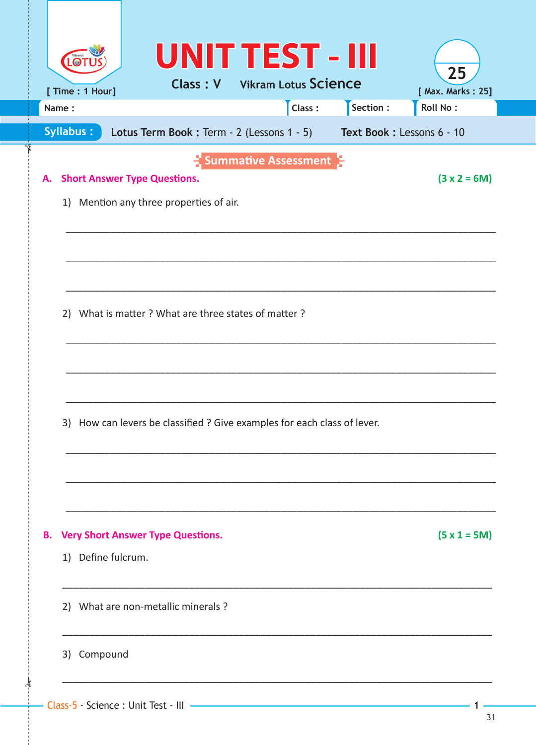# UNIT TEST - III

**Class : V** Vikram Lotus **Science**

[ Time : 1 Hour] [ Max. Marks : 25]

Name : Class : Section : Roll No :

**Syllabus :** **Lotus Term Book :** Term - 2 (Lessons 1 - 5) **Text Book :** Lessons 6 - 10

## Summative Assessment

### A. Short Answer Type Questions. (3 x 2 = 6M)

1) Mention any three properties of air.

_______________________________________________

_______________________________________________

_______________________________________________

2) What is matter ? What are three states of matter ?

_______________________________________________

_______________________________________________

_______________________________________________

3) How can levers be classified ? Give examples for each class of lever.

_______________________________________________

_______________________________________________

_______________________________________________

### B. Very Short Answer Type Questions. (5 x 1 = 5M)

1) Define fulcrum.

_______________________________________________

2) What are non-metallic minerals ?

_______________________________________________

3) Compound

_______________________________________________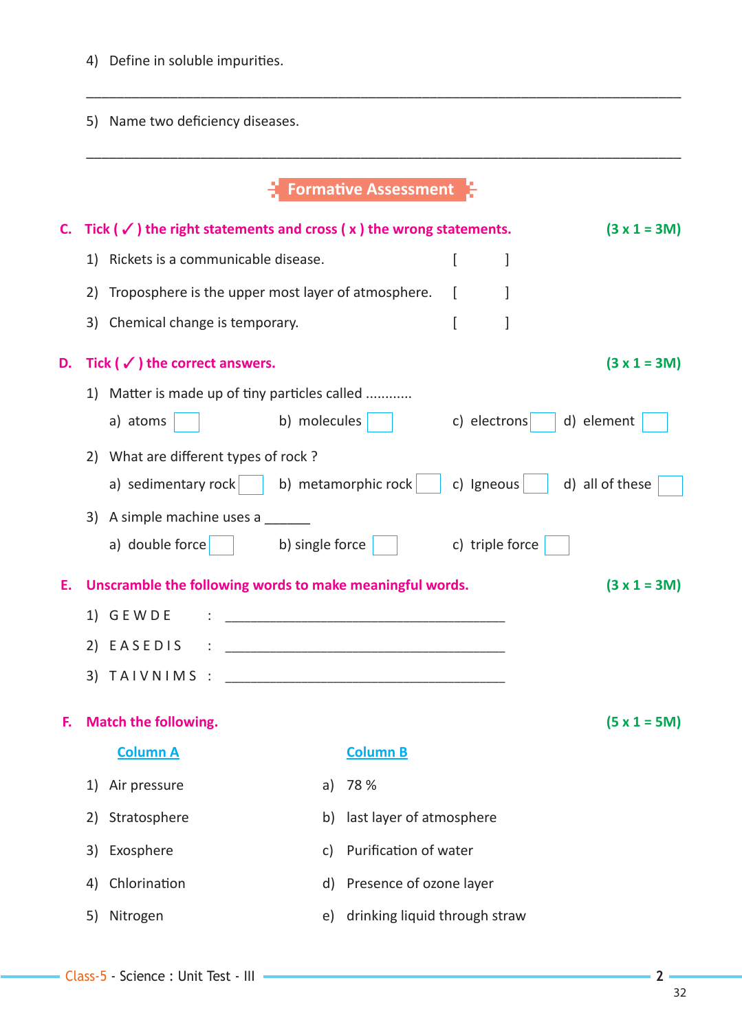4) Define in soluble impurities.

_______________________________________________________________________________

5) Name two deficiency diseases.

_______________________________________________________________________________

## Formative Assessment

**C. Tick ( ✓ ) the right statements and cross ( x ) the wrong statements.** **(3 x 1 = 3M)**

1) Rickets is a communicable disease. [ ]

2) Troposphere is the upper most layer of atmosphere. [ ]

3) Chemical change is temporary. [ ]

**D. Tick ( ✓ ) the correct answers.** **(3 x 1 = 3M)**

1) Matter is made up of tiny particles called ............

a) atoms ☐ b) molecules ☐ c) electrons ☐ d) element ☐

2) What are different types of rock ?

a) sedimentary rock ☐ b) metamorphic rock ☐ c) Igneous ☐ d) all of these ☐

3) A simple machine uses a _______

a) double force ☐ b) single force ☐ c) triple force ☐

**E. Unscramble the following words to make meaningful words.** **(3 x 1 = 3M)**

1) G E W D E : ________________________________

2) E A S E D I S : ________________________________

3) T A I V N I M S : ________________________________

**F. Match the following.** **(5 x 1 = 5M)**

| Column A | Column B |
|---|---|
| 1) Air pressure | a) 78 % |
| 2) Stratosphere | b) last layer of atmosphere |
| 3) Exosphere | c) Purification of water |
| 4) Chlorination | d) Presence of ozone layer |
| 5) Nitrogen | e) drinking liquid through straw |